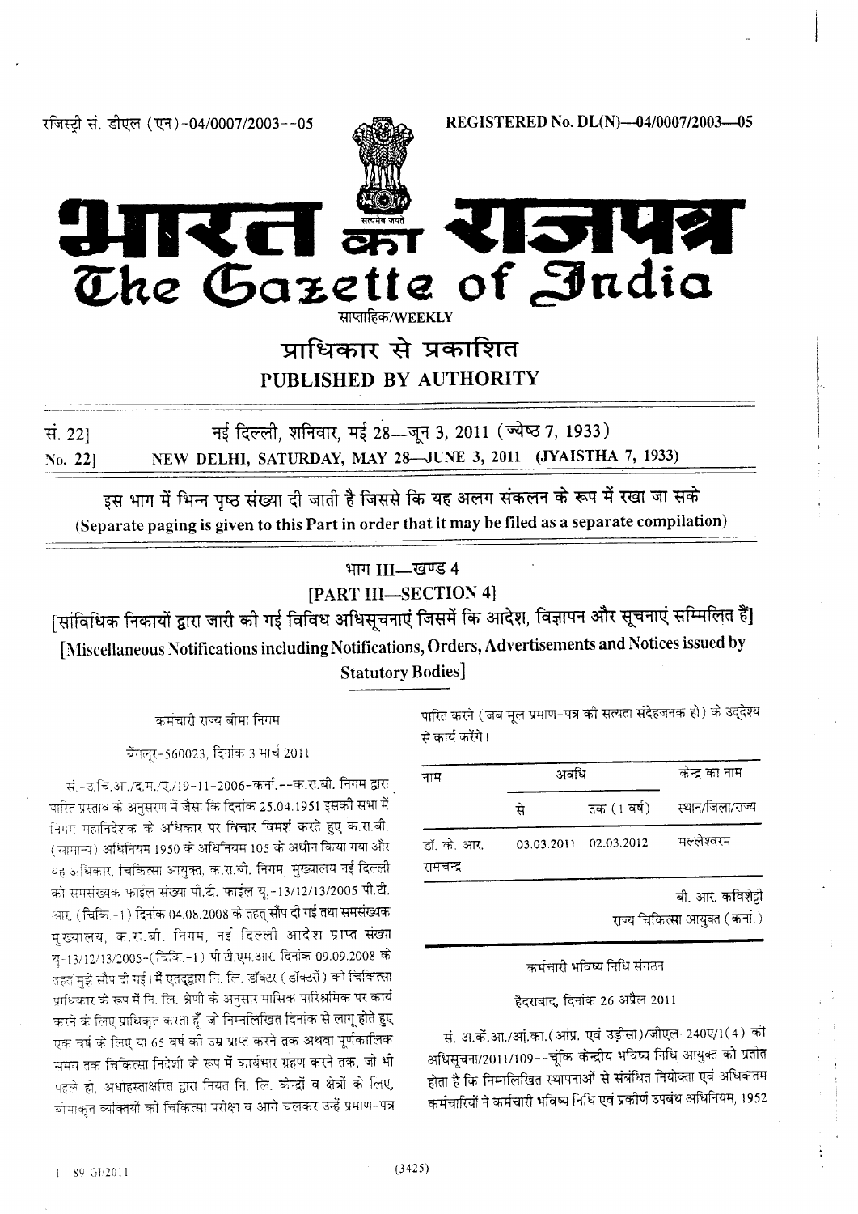रजिस्ट्री सं. डीएल (एन)-04/0007/2003--05

REGISTERED No. DL(N)—04/0007/2003—05

# भारत का राजपत्र
# The Gazette of India

साप्ताहिक/WEEKLY

## प्राधिकार से प्रकाशित
## PUBLISHED BY AUTHORITY

सं. 22] नई दिल्ली, शनिवार, मई 28—जून 3, 2011 (ज्येष्ठ 7, 1933)

No. 22] NEW DELHI, SATURDAY, MAY 28—JUNE 3, 2011 (JYAISTHA 7, 1933)

इस भाग में भिन्न पृष्ठ संख्या दी जाती है जिससे कि यह अलग संकलन के रूप में रखा जा सके

(Separate paging is given to this Part in order that it may be filed as a separate compilation)

### भाग III—खण्ड 4
### [PART III—SECTION 4]

[सांविधिक निकायों द्वारा जारी की गई विविध अधिसूचनाएं जिसमें कि आदेश, विज्ञापन और सूचनाएं सम्मिलित हैं]

[Miscellaneous Notifications including Notifications, Orders, Advertisements and Notices issued by Statutory Bodies]

कर्मचारी राज्य बीमा निगम

बेंगलूर-560023, दिनांक 3 मार्च 2011

सं.-उ.चि.आ./द.म./ए./19-11-2006-कर्ना.--क.रा.बी. निगम द्वारा पारित प्रस्ताव के अनुसरण में जैसा कि दिनांक 25.04.1951 इसकी सभा में निगम महानिदेशक के अधिकार पर विचार विमर्श करते हुए क.रा.बी. (सामान्य) अधिनियम 1950 के अधिनियम 105 के अधीन किया गया और यह अधिकार, चिकित्सा आयुक्त, क.रा.बी. निगम, मुख्यालय नई दिल्ली को समसंख्यक फाइल संख्या पी.टी. फाइल यू.-13/12/13/2005 पी.टी. आर. (चिकि.-1) दिनांक 04.08.2008 के तहत् सौंप दी गई तथा समसंख्यक मुख्यालय, क.रा.बी. निगम, नई दिल्ली आदेश प्राप्त संख्या यू-13/12/13/2005-(चिकि.-1) पी.टी.एम.आर. दिनांक 09.09.2008 के तहत मुझे सौंप दी गई। मैं एतद्द्वारा नि. लि. डॉक्टर (डॉक्टरों) को चिकित्सा प्राधिकार के रूप में नि. लि. श्रेणी के अनुसार मासिक पारिश्रमिक पर कार्य करने के लिए प्राधिकृत करता हूँ, जो निम्नलिखित दिनांक से लागू होते हुए एक वर्ष के लिए या 65 वर्ष की उम्र प्राप्त करने तक अथवा पूर्णकालिक समय तक चिकित्सा निदेशी के रूप में कार्यभार ग्रहण करने तक, जो भी पहले हो, अधोहस्ताक्षरित द्वारा नियत नि. लि. केन्द्रों व क्षेत्रों के लिए, बीमाकृत व्यक्तियों की चिकित्सा परीक्षा व आगे चलकर उन्हें प्रमाण-पत्र पारित करने (जब मूल प्रमाण-पत्र की सत्यता संदेहजनक हो) के उद्देश्य से कार्य करेंगे।

| नाम | अवधि | | केन्द्र का नाम |
|---|---|---|---|
| | से | तक (1 वर्ष) | स्थान/जिला/राज्य |
| डॉ. के. आर. रामचन्द्र | 03.03.2011 | 02.03.2012 | मल्लेश्वरम |

बी. आर. कविशेट्टी
राज्य चिकित्सा आयुक्त (कर्ना.)

कर्मचारी भविष्य निधि संगठन

हैदराबाद, दिनांक 26 अप्रैल 2011

सं. अ.क्षे.आ./आं.का.(आंप्र. एवं उड़ीसा)/जीएल-240ए/1(4) की अधिसूचना/2011/109--चूंकि केन्द्रीय भविष्य निधि आयुक्त को प्रतीत होता है कि निम्नलिखित स्थापनाओं से संबंधित नियोक्ता एवं अधिकतम कर्मचारियों ने कर्मचारी भविष्य निधि एवं प्रकीर्ण उपबंध अधिनियम, 1952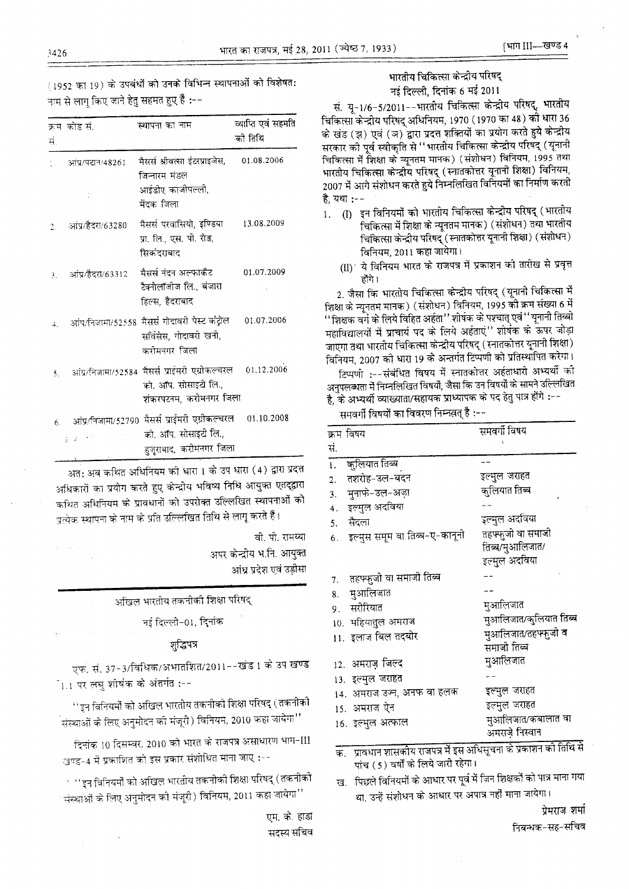(1952 का 19) के उपबंधों को उनके विभिन्न स्थापनाओं को विशेषतः नाम से लागू किए जाने हेतु सहमत हुए हैं :--

| क्रम सं. | कोड सं. | स्थापना का नाम | व्याप्ति एवं सहमति की तिथि |
|---|---|---|---|
| 1. | आंप्र/पटान/48261 | मैसर्स श्रीवत्सा इंटरप्राइजेस, जिन्नारम मंडल आईडीए काजीपल्ली, मेंदक जिला | 01.08.2006 |
| 2. | आंप्र/हैदरा/63280 | मैसर्स परवासियो, इण्डिया प्रा. लि., एस. पी. रोड, सिकंदराबाद | 13.08.2009 |
| 3. | आंप्र/हैदरा/63312 | मैसर्स नंदन अल्फाकैट टैक्नोलॉजीज लि., बंजारा हिल्स, हैदराबाद | 01.07.2009 |
| 4. | आंप्र/निजामा/52558 | मैसर्स गोदावरी पैस्ट कंट्रोल सर्विसेस, गोदावरी खनी, करीमनगर जिला | 01.07.2006 |
| 5. | आंप्र/निजामा/52584 | मैसर्स प्राइमरी एग्रीकल्चरल को. ऑप. सोसाइटी लि., शंकरपटनम, करीमनगर जिला | 01.12.2006 |
| 6. | आंप्र/निजामा/52790 | मैसर्स प्राईमरी एग्रीकल्चरल को. ऑप. सोसाइटी लि., हुजूराबाद, करीमनगर जिला | 01.10.2008 |

अतः अब कथित अधिनियम की धारा 1 के उप धारा (4) द्वारा प्रदत्त अधिकारों का प्रयोग करते हुए केन्द्रीय भविष्य निधि आयुक्त एतद्द्वारा कथित अधिनियम के प्रावधानों को उपरोक्त उल्लिखित स्थापनाओं को प्रत्येक स्थापना के नाम के प्रति उल्लिखित तिथि से लागू करते हैं।

वी. पी. रामय्या  
अपर केन्द्रीय भ.नि. आयुक्त  
आंध्र प्रदेश एवं उड़ीसा

## अखिल भारतीय तकनीकी शिक्षा परिषद्

नई दिल्ली-01, दिनांक

### शुद्धिपत्र

एफ. सं. 37-3/विधिक/अभातशित/2011--खंड 1 के उप खण्ड 1.1 पर लघु शीर्षक के अंतर्गत :--

''इन विनियमों को अखिल भारतीय तकनीकी शिक्षा परिषद् (तकनीकी संस्थाओं के लिए अनुमोदन की मंजूरी) विनियम, 2010 कहा जायेगा''

दिनांक 10 दिसम्बर, 2010 को भारत के राजपत्र असाधारण भाग-III खण्ड-4 में प्रकाशित को इस प्रकार संशोधित माना जाए :--

''इन विनियमों को अखिल भारतीय तकनीकी शिक्षा परिषद् (तकनीकी संस्थाओं के लिए अनुमोदन की मंजूरी) विनियम, 2011 कहा जायेगा''

एम. के. हाडा  
सदस्य सचिव

## भारतीय चिकित्सा केन्द्रीय परिषद्

नई दिल्ली, दिनांक 6 मई 2011

सं. यू-1/6-5/2011--भारतीय चिकित्सा केन्द्रीय परिषद्, भारतीय चिकित्सा केन्द्रीय परिषद् अधिनियम, 1970 (1970 का 48) की धारा 36 के खंड (झ) एवं (ञ) द्वारा प्रदत्त शक्तियों का प्रयोग करते हुये केन्द्रीय सरकार की पूर्व स्वीकृति से ''भारतीय चिकित्सा केन्द्रीय परिषद् (यूनानी चिकित्सा में शिक्षा के न्यूनतम मानक) (संशोधन) विनियम, 1995 तथा भारतीय चिकित्सा केन्द्रीय परिषद् (स्नातकोत्तर यूनानी शिक्षा) विनियम, 2007 में आगे संशोधन करते हुये निम्नलिखित विनियमों का निर्माण करती है, यथा :--

1. (I) इन विनियमों को भारतीय चिकित्सा केन्द्रीय परिषद् (भारतीय चिकित्सा में शिक्षा के न्यूनतम मानक) (संशोधन) तथा भारतीय चिकित्सा केन्द्रीय परिषद् (स्नातकोत्तर यूनानी शिक्षा) (संशोधन) विनियम, 2011 कहा जायेगा।

   (II) ये विनियम भारत के राजपत्र में प्रकाशन की तारीख से प्रवृत्त होंगे।

2. जैसा कि भारतीय चिकित्सा केन्द्रीय परिषद् (यूनानी चिकित्सा में शिक्षा के न्यूनतम मानक) (संशोधन) विनियम, 1995 की क्रम संख्या 6 में ''शिक्षक वर्ग के लिये विहित अर्हता'' शीर्षक के पश्चात् एवं ''यूनानी तिब्बी महाविद्यालयों में प्राचार्य पद के लिये अर्हताएं'' शीर्षक के ऊपर जोड़ा जाएगा तथा भारतीय चिकित्सा केन्द्रीय परिषद् (स्नातकोत्तर यूनानी शिक्षा) विनियम, 2007 की धारा 19 के अन्तर्गत टिप्पणी को प्रतिस्थापित करेगा।

टिप्पणी :--संबंधित विषय में स्नातकोत्तर अर्हताधारी अभ्यर्थी की अनुपलब्धता में निम्नलिखित विषयों, जैसा कि उन विषयों के सामने उल्लिखित है, के अभ्यर्थी व्याख्याता/सहायक प्राध्यापक के पद हेतु पात्र होंगे :--

समवर्गी विषयों का विवरण निम्नवत् है :--

| क्रम सं. | विषय | समवर्गी विषय |
|---|---|---|
| 1. | कुलियात तिब्ब | -- |
| 2. | तशरीह-उल-बदन | इल्मुल जराहत |
| 3. | मुनाफे-उल-अज़ा | कुलियात तिब्ब |
| 4. | इल्मुल अदविया | -- |
| 5. | सैदला | इल्मुल अदविया |
| 6. | इल्मुस समूम वा तिब्ब-ए-कानूनी | तहफ्फुजी वा समाजी तिब्ब/मुआलिजात/इल्मुल अदविया |
| 7. | तहफ्फुजी वा समाजी तिब्ब | -- |
| 8. | मुआलिजात | -- |
| 9. | सरीरियात | मुआलिजात |
| 10. | महियातुल अमराज | मुआलिजात/कुलियात तिब्ब |
| 11. | इलाज बिल तदबीर | मुआलिजात/तहफ्फुजी व समाजी तिब्ब |
| 12. | अमराज़ जिल्द | मुआलिजात |
| 13. | इल्मुल जराहत | -- |
| 14. | अमराज उय्न, अनफ वा हलक | इल्मुल जराहत |
| 15. | अमराज ऐन | इल्मुल जराहत |
| 16. | इल्मुल अत्फाल | मुआलिजात/कबालात वा अमराज़े निस्वान |

क. प्रावधान शासकीय राजपत्र में इस अधिसूचना के प्रकाशन की तिथि से पांच (5) वर्षों के लिये जारी रहेगा।

ख. पिछले विनियमों के आधार पर पूर्व में जिन शिक्षकों को पात्र माना गया था, उन्हें संशोधन के आधार पर अपात्र नहीं माना जायेगा।

प्रेमराज शर्मा  
निबन्धक-सह-सचिव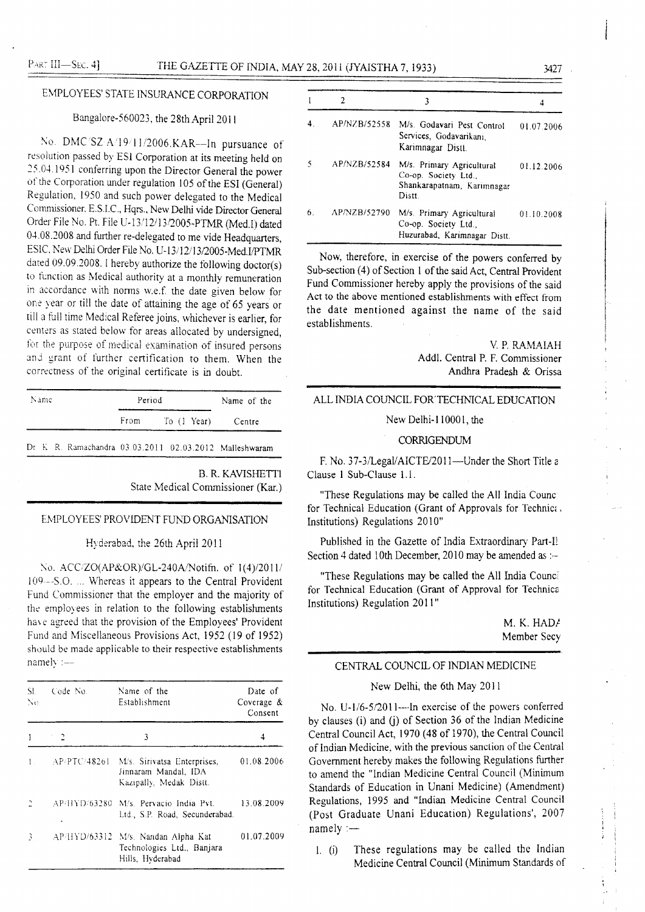## EMPLOYEES' STATE INSURANCE CORPORATION

Bangalore-560023, the 28th April 2011

No. DMC/SZ A/19/11/2006.KAR—In pursuance of resolution passed by ESI Corporation at its meeting held on 25.04.1951 conferring upon the Director General the power of the Corporation under regulation 105 of the ESI (General) Regulation, 1950 and such power delegated to the Medical Commissioner, E.S.I.C., Hqrs., New Delhi vide Director General Order File No. Pt. File U-13/12/13/2005-PTMR (Med.I) dated 04.08.2008 and further re-delegated to me vide Headquarters, ESIC, New Delhi Order File No. U-13/12/13/2005-Med.I/PTMR dated 09.09.2008. I hereby authorize the following doctor(s) to function as Medical authority at a monthly remuneration in accordance with norms w.e.f. the date given below for one year or till the date of attaining the age of 65 years or till a full time Medical Referee joins, whichever is earlier, for centers as stated below for areas allocated by undersigned, for the purpose of medical examination of insured persons and grant of further certification to them. When the correctness of the original certificate is in doubt.

| Name | Period | | Name of the Centre |
|---|---|---|---|
| | From | To (1 Year) | |
| Dr. K. R. Ramachandra | 03.03.2011 | 02.03.2012 | Malleshwaram |

B. R. KAVISHETTI
State Medical Commissioner (Kar.)

## EMPLOYEES' PROVIDENT FUND ORGANISATION

Hyderabad, the 26th April 2011

No. ACC/ZO(AP&OR)/GL-240A/Notifn. of 1(4)/2011/109—S.O. ... Whereas it appears to the Central Provident Fund Commissioner that the employer and the majority of the employees in relation to the following establishments have agreed that the provision of the Employees' Provident Fund and Miscellaneous Provisions Act, 1952 (19 of 1952) should be made applicable to their respective establishments namely :—

| Sl. No. | Code No. | Name of the Establishment | Date of Coverage & Consent |
|---|---|---|---|
| 1 | 2 | 3 | 4 |
| 1. | AP/PTC/48261 | M/s. Sirivatsa Enterprises, Jinnaram Mandal, IDA Kazipally, Medak Distt. | 01.08.2006 |
| 2. | AP/HYD/63280 | M/s. Pervacio India Pvt. Ltd., S.P. Road, Secunderabad. | 13.08.2009 |
| 3. | AP/HYD/63312 | M/s. Nandan Alpha Kat Technologies Ltd., Banjara Hills, Hyderabad | 01.07.2009 |
| 4. | AP/NZB/52558 | M/s. Godavari Pest Control Services, Godavarikani, Karimnagar Distt. | 01.07.2006 |
| 5. | AP/NZB/52584 | M/s. Primary Agricultural Co-op. Society Ltd., Shankarapatnam, Karimnagar Distt. | 01.12.2006 |
| 6. | AP/NZB/52790 | M/s. Primary Agricultural Co-op. Society Ltd., Huzurabad, Karimnagar Distt. | 01.10.2008 |

Now, therefore, in exercise of the powers conferred by Sub-section (4) of Section 1 of the said Act, Central Provident Fund Commissioner hereby apply the provisions of the said Act to the above mentioned establishments with effect from the date mentioned against the name of the said establishments.

V. P. RAMAIAH
Addl. Central P. F. Commissioner
Andhra Pradesh & Orissa

## ALL INDIA COUNCIL FOR TECHNICAL EDUCATION

New Delhi-110001, the

### CORRIGENDUM

F. No. 37-3/Legal/AICTE/2011—Under the Short Title a Clause 1 Sub-Clause 1.1.

"These Regulations may be called the All India Counc for Technical Education (Grant of Approvals for Technic Institutions) Regulations 2010"

Published in the Gazette of India Extraordinary Part-II Section 4 dated 10th December, 2010 may be amended as :—

"These Regulations may be called the All India Counci for Technical Education (Grant of Approval for Technica Institutions) Regulation 2011"

M. K. HADA
Member Secy

## CENTRAL COUNCIL OF INDIAN MEDICINE

New Delhi, the 6th May 2011

No. U-1/6-5/2011—In exercise of the powers conferred by clauses (i) and (j) of Section 36 of the Indian Medicine Central Council Act, 1970 (48 of 1970), the Central Council of Indian Medicine, with the previous sanction of the Central Government hereby makes the following Regulations further to amend the "Indian Medicine Central Council (Minimum Standards of Education in Unani Medicine) (Amendment) Regulations, 1995 and "Indian Medicine Central Council (Post Graduate Unani Education) Regulations', 2007 namely :—

1. (i) These regulations may be called the Indian Medicine Central Council (Minimum Standards of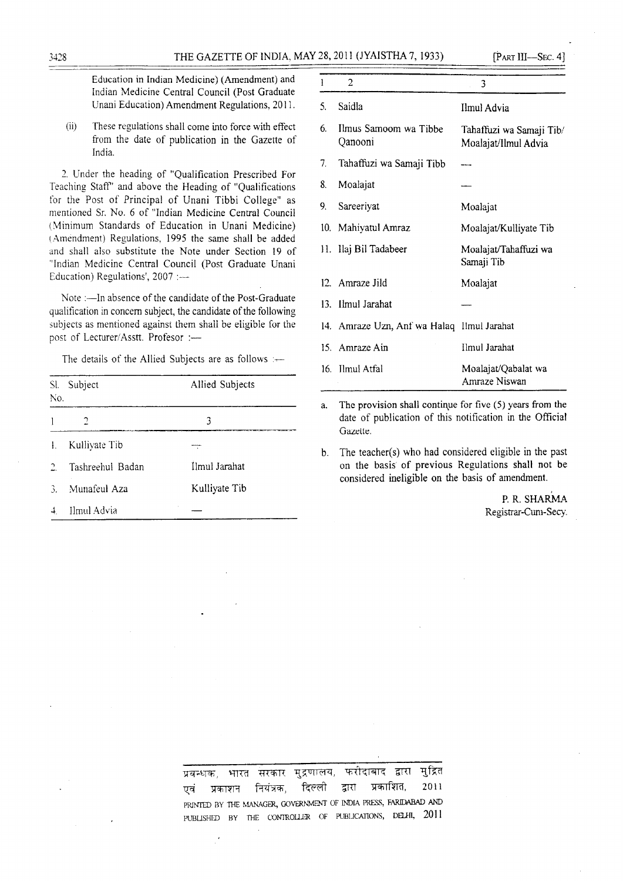Education in Indian Medicine) (Amendment) and Indian Medicine Central Council (Post Graduate Unani Education) Amendment Regulations, 2011.

(ii) These regulations shall come into force with effect from the date of publication in the Gazette of India.

2. Under the heading of "Qualification Prescribed For Teaching Staff" and above the Heading of "Qualifications for the Post of Principal of Unani Tibbi College" as mentioned Sr. No. 6 of "Indian Medicine Central Council (Minimum Standards of Education in Unani Medicine) (Amendment) Regulations, 1995 the same shall be added and shall also substitute the Note under Section 19 of "Indian Medicine Central Council (Post Graduate Unani Education) Regulations', 2007 :—

Note :—In absence of the candidate of the Post-Graduate qualification in concern subject, the candidate of the following subjects as mentioned against them shall be eligible for the post of Lecturer/Asstt. Profesor :—

The details of the Allied Subjects are as follows :—

| Sl. No. | Subject | Allied Subjects |
|---|---|---|
| 1 | 2 | 3 |
| 1. | Kulliyate Tib | — |
| 2. | Tashreehul Badan | Ilmul Jarahat |
| 3. | Munafeul Aza | Kulliyate Tib |
| 4. | Ilmul Advia | — |
| 5. | Saidla | Ilmul Advia |
| 6. | Ilmus Samoom wa Tibbe Qanooni | Tahaffuzi wa Samaji Tib/ Moalajat/Ilmul Advia |
| 7. | Tahaffuzi wa Samaji Tibb | — |
| 8. | Moalajat | — |
| 9. | Sareeriyat | Moalajat |
| 10. | Mahiyatul Amraz | Moalajat/Kulliyate Tib |
| 11. | Ilaj Bil Tadabeer | Moalajat/Tahaffuzi wa Samaji Tib |
| 12. | Amraze Jild | Moalajat |
| 13. | Ilmul Jarahat | — |
| 14. | Amraze Uzn, Anf wa Halaq | Ilmul Jarahat |
| 15. | Amraze Ain | Ilmul Jarahat |
| 16. | Ilmul Atfal | Moalajat/Qabalat wa Amraze Niswan |

a. The provision shall continue for five (5) years from the date of publication of this notification in the Official Gazette.

b. The teacher(s) who had considered eligible in the past on the basis of previous Regulations shall not be considered ineligible on the basis of amendment.

P. R. SHARMA
Registrar-Cum-Secy.

प्रबन्धक, भारत सरकार मुद्रणालय, फरीदाबाद द्वारा मुद्रित एवं प्रकाशन नियंत्रक, दिल्ली द्वारा प्रकाशित, 2011

PRINTED BY THE MANAGER, GOVERNMENT OF INDIA PRESS, FARIDABAD AND PUBLISHED BY THE CONTROLLER OF PUBLICATIONS, DELHI, 2011